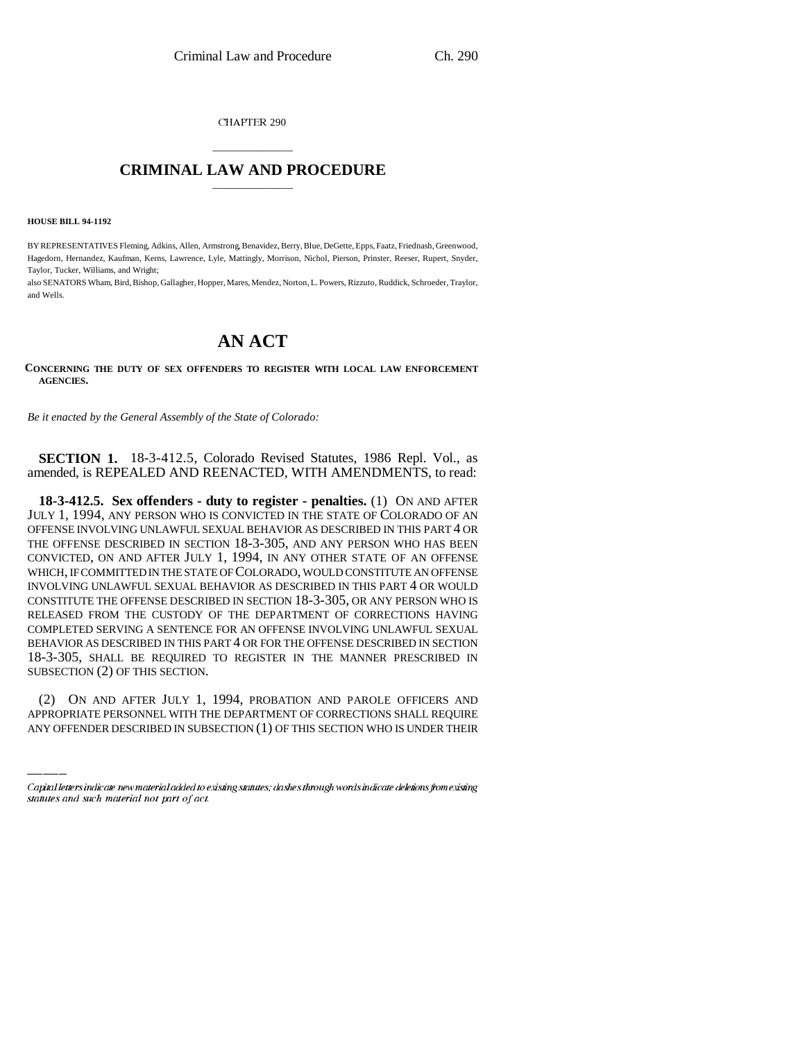CHAPTER 290

# CRIMINAL LAW AND PROCEDURE

**HOUSE BILL 94-1192**

BY REPRESENTATIVES Fleming, Adkins, Allen, Armstrong, Benavidez, Berry, Blue, DeGette, Epps, Faatz, Friednash, Greenwood, Hagedorn, Hernandez, Kaufman, Kerns, Lawrence, Lyle, Mattingly, Morrison, Nichol, Pierson, Prinster, Reeser, Rupert, Snyder, Taylor, Tucker, Williams, and Wright;
also SENATORS Wham, Bird, Bishop, Gallagher, Hopper, Mares, Mendez, Norton, L. Powers, Rizzuto, Ruddick, Schroeder, Traylor, and Wells.

# AN ACT

**CONCERNING THE DUTY OF SEX OFFENDERS TO REGISTER WITH LOCAL LAW ENFORCEMENT AGENCIES.**

*Be it enacted by the General Assembly of the State of Colorado:*

**SECTION 1.** 18-3-412.5, Colorado Revised Statutes, 1986 Repl. Vol., as amended, is REPEALED AND REENACTED, WITH AMENDMENTS, to read:

**18-3-412.5. Sex offenders - duty to register - penalties.** (1) ON AND AFTER JULY 1, 1994, ANY PERSON WHO IS CONVICTED IN THE STATE OF COLORADO OF AN OFFENSE INVOLVING UNLAWFUL SEXUAL BEHAVIOR AS DESCRIBED IN THIS PART 4 OR THE OFFENSE DESCRIBED IN SECTION 18-3-305, AND ANY PERSON WHO HAS BEEN CONVICTED, ON AND AFTER JULY 1, 1994, IN ANY OTHER STATE OF AN OFFENSE WHICH, IF COMMITTED IN THE STATE OF COLORADO, WOULD CONSTITUTE AN OFFENSE INVOLVING UNLAWFUL SEXUAL BEHAVIOR AS DESCRIBED IN THIS PART 4 OR WOULD CONSTITUTE THE OFFENSE DESCRIBED IN SECTION 18-3-305, OR ANY PERSON WHO IS RELEASED FROM THE CUSTODY OF THE DEPARTMENT OF CORRECTIONS HAVING COMPLETED SERVING A SENTENCE FOR AN OFFENSE INVOLVING UNLAWFUL SEXUAL BEHAVIOR AS DESCRIBED IN THIS PART 4 OR FOR THE OFFENSE DESCRIBED IN SECTION 18-3-305, SHALL BE REQUIRED TO REGISTER IN THE MANNER PRESCRIBED IN SUBSECTION (2) OF THIS SECTION.

(2) ON AND AFTER JULY 1, 1994, PROBATION AND PAROLE OFFICERS AND APPROPRIATE PERSONNEL WITH THE DEPARTMENT OF CORRECTIONS SHALL REQUIRE ANY OFFENDER DESCRIBED IN SUBSECTION (1) OF THIS SECTION WHO IS UNDER THEIR

Capital letters indicate new material added to existing statutes; dashes through words indicate deletions from existing statutes and such material not part of act.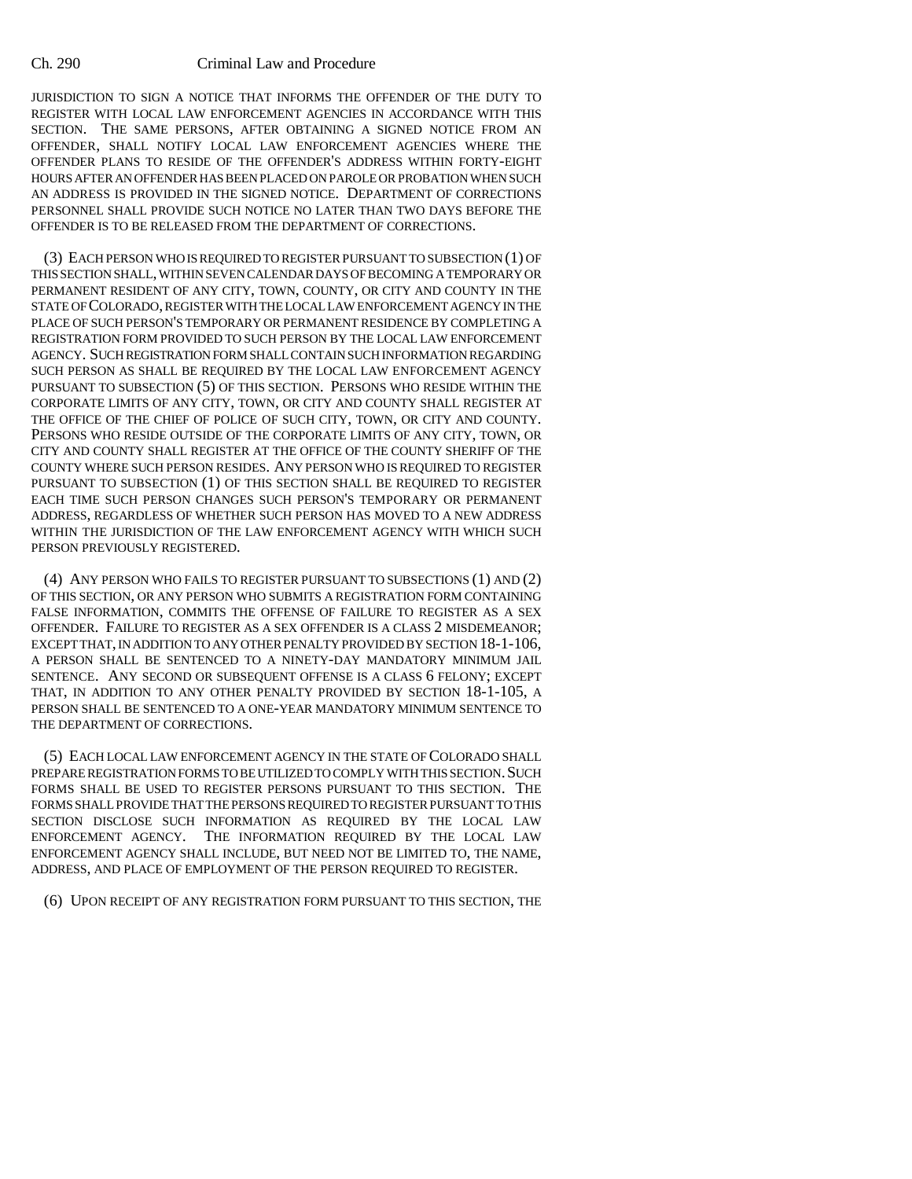JURISDICTION TO SIGN A NOTICE THAT INFORMS THE OFFENDER OF THE DUTY TO REGISTER WITH LOCAL LAW ENFORCEMENT AGENCIES IN ACCORDANCE WITH THIS SECTION. THE SAME PERSONS, AFTER OBTAINING A SIGNED NOTICE FROM AN OFFENDER, SHALL NOTIFY LOCAL LAW ENFORCEMENT AGENCIES WHERE THE OFFENDER PLANS TO RESIDE OF THE OFFENDER'S ADDRESS WITHIN FORTY-EIGHT HOURS AFTER AN OFFENDER HAS BEEN PLACED ON PAROLE OR PROBATION WHEN SUCH AN ADDRESS IS PROVIDED IN THE SIGNED NOTICE. DEPARTMENT OF CORRECTIONS PERSONNEL SHALL PROVIDE SUCH NOTICE NO LATER THAN TWO DAYS BEFORE THE OFFENDER IS TO BE RELEASED FROM THE DEPARTMENT OF CORRECTIONS.

(3) EACH PERSON WHO IS REQUIRED TO REGISTER PURSUANT TO SUBSECTION (1) OF THIS SECTION SHALL, WITHIN SEVEN CALENDAR DAYS OF BECOMING A TEMPORARY OR PERMANENT RESIDENT OF ANY CITY, TOWN, COUNTY, OR CITY AND COUNTY IN THE STATE OF COLORADO, REGISTER WITH THE LOCAL LAW ENFORCEMENT AGENCY IN THE PLACE OF SUCH PERSON'S TEMPORARY OR PERMANENT RESIDENCE BY COMPLETING A REGISTRATION FORM PROVIDED TO SUCH PERSON BY THE LOCAL LAW ENFORCEMENT AGENCY. SUCH REGISTRATION FORM SHALL CONTAIN SUCH INFORMATION REGARDING SUCH PERSON AS SHALL BE REQUIRED BY THE LOCAL LAW ENFORCEMENT AGENCY PURSUANT TO SUBSECTION (5) OF THIS SECTION. PERSONS WHO RESIDE WITHIN THE CORPORATE LIMITS OF ANY CITY, TOWN, OR CITY AND COUNTY SHALL REGISTER AT THE OFFICE OF THE CHIEF OF POLICE OF SUCH CITY, TOWN, OR CITY AND COUNTY. PERSONS WHO RESIDE OUTSIDE OF THE CORPORATE LIMITS OF ANY CITY, TOWN, OR CITY AND COUNTY SHALL REGISTER AT THE OFFICE OF THE COUNTY SHERIFF OF THE COUNTY WHERE SUCH PERSON RESIDES. ANY PERSON WHO IS REQUIRED TO REGISTER PURSUANT TO SUBSECTION (1) OF THIS SECTION SHALL BE REQUIRED TO REGISTER EACH TIME SUCH PERSON CHANGES SUCH PERSON'S TEMPORARY OR PERMANENT ADDRESS, REGARDLESS OF WHETHER SUCH PERSON HAS MOVED TO A NEW ADDRESS WITHIN THE JURISDICTION OF THE LAW ENFORCEMENT AGENCY WITH WHICH SUCH PERSON PREVIOUSLY REGISTERED.

(4) ANY PERSON WHO FAILS TO REGISTER PURSUANT TO SUBSECTIONS (1) AND (2) OF THIS SECTION, OR ANY PERSON WHO SUBMITS A REGISTRATION FORM CONTAINING FALSE INFORMATION, COMMITS THE OFFENSE OF FAILURE TO REGISTER AS A SEX OFFENDER. FAILURE TO REGISTER AS A SEX OFFENDER IS A CLASS 2 MISDEMEANOR; EXCEPT THAT, IN ADDITION TO ANY OTHER PENALTY PROVIDED BY SECTION 18-1-106, A PERSON SHALL BE SENTENCED TO A NINETY-DAY MANDATORY MINIMUM JAIL SENTENCE. ANY SECOND OR SUBSEQUENT OFFENSE IS A CLASS 6 FELONY; EXCEPT THAT, IN ADDITION TO ANY OTHER PENALTY PROVIDED BY SECTION 18-1-105, A PERSON SHALL BE SENTENCED TO A ONE-YEAR MANDATORY MINIMUM SENTENCE TO THE DEPARTMENT OF CORRECTIONS.

(5) EACH LOCAL LAW ENFORCEMENT AGENCY IN THE STATE OF COLORADO SHALL PREPARE REGISTRATION FORMS TO BE UTILIZED TO COMPLY WITH THIS SECTION. SUCH FORMS SHALL BE USED TO REGISTER PERSONS PURSUANT TO THIS SECTION. THE FORMS SHALL PROVIDE THAT THE PERSONS REQUIRED TO REGISTER PURSUANT TO THIS SECTION DISCLOSE SUCH INFORMATION AS REQUIRED BY THE LOCAL LAW ENFORCEMENT AGENCY. THE INFORMATION REQUIRED BY THE LOCAL LAW ENFORCEMENT AGENCY SHALL INCLUDE, BUT NEED NOT BE LIMITED TO, THE NAME, ADDRESS, AND PLACE OF EMPLOYMENT OF THE PERSON REQUIRED TO REGISTER.

(6) UPON RECEIPT OF ANY REGISTRATION FORM PURSUANT TO THIS SECTION, THE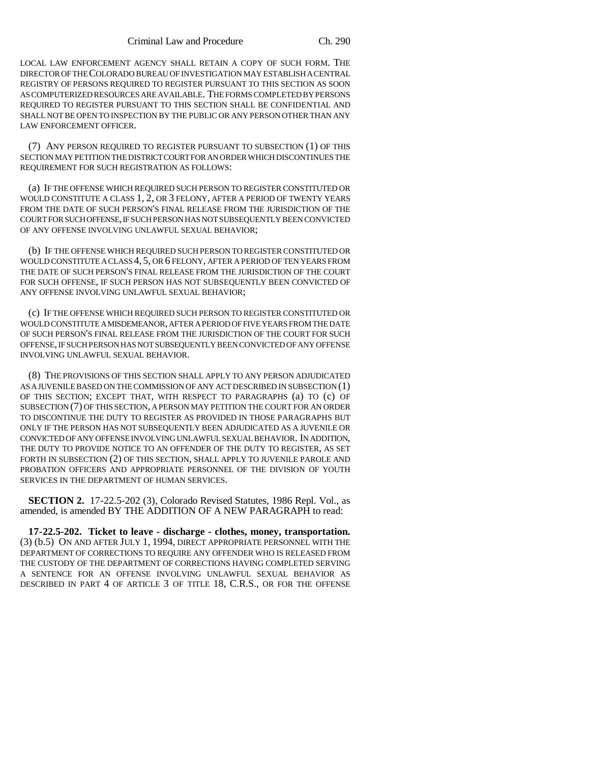LOCAL LAW ENFORCEMENT AGENCY SHALL RETAIN A COPY OF SUCH FORM. THE DIRECTOR OF THE COLORADO BUREAU OF INVESTIGATION MAY ESTABLISH A CENTRAL REGISTRY OF PERSONS REQUIRED TO REGISTER PURSUANT TO THIS SECTION AS SOON AS COMPUTERIZED RESOURCES ARE AVAILABLE. THE FORMS COMPLETED BY PERSONS REQUIRED TO REGISTER PURSUANT TO THIS SECTION SHALL BE CONFIDENTIAL AND SHALL NOT BE OPEN TO INSPECTION BY THE PUBLIC OR ANY PERSON OTHER THAN ANY LAW ENFORCEMENT OFFICER.

(7) ANY PERSON REQUIRED TO REGISTER PURSUANT TO SUBSECTION (1) OF THIS SECTION MAY PETITION THE DISTRICT COURT FOR AN ORDER WHICH DISCONTINUES THE REQUIREMENT FOR SUCH REGISTRATION AS FOLLOWS:

(a) IF THE OFFENSE WHICH REQUIRED SUCH PERSON TO REGISTER CONSTITUTED OR WOULD CONSTITUTE A CLASS 1, 2, OR 3 FELONY, AFTER A PERIOD OF TWENTY YEARS FROM THE DATE OF SUCH PERSON'S FINAL RELEASE FROM THE JURISDICTION OF THE COURT FOR SUCH OFFENSE, IF SUCH PERSON HAS NOT SUBSEQUENTLY BEEN CONVICTED OF ANY OFFENSE INVOLVING UNLAWFUL SEXUAL BEHAVIOR;

(b) IF THE OFFENSE WHICH REQUIRED SUCH PERSON TO REGISTER CONSTITUTED OR WOULD CONSTITUTE A CLASS 4, 5, OR 6 FELONY, AFTER A PERIOD OF TEN YEARS FROM THE DATE OF SUCH PERSON'S FINAL RELEASE FROM THE JURISDICTION OF THE COURT FOR SUCH OFFENSE, IF SUCH PERSON HAS NOT SUBSEQUENTLY BEEN CONVICTED OF ANY OFFENSE INVOLVING UNLAWFUL SEXUAL BEHAVIOR;

(c) IF THE OFFENSE WHICH REQUIRED SUCH PERSON TO REGISTER CONSTITUTED OR WOULD CONSTITUTE A MISDEMEANOR, AFTER A PERIOD OF FIVE YEARS FROM THE DATE OF SUCH PERSON'S FINAL RELEASE FROM THE JURISDICTION OF THE COURT FOR SUCH OFFENSE, IF SUCH PERSON HAS NOT SUBSEQUENTLY BEEN CONVICTED OF ANY OFFENSE INVOLVING UNLAWFUL SEXUAL BEHAVIOR.

(8) THE PROVISIONS OF THIS SECTION SHALL APPLY TO ANY PERSON ADJUDICATED AS A JUVENILE BASED ON THE COMMISSION OF ANY ACT DESCRIBED IN SUBSECTION (1) OF THIS SECTION; EXCEPT THAT, WITH RESPECT TO PARAGRAPHS (a) TO (c) OF SUBSECTION (7) OF THIS SECTION, A PERSON MAY PETITION THE COURT FOR AN ORDER TO DISCONTINUE THE DUTY TO REGISTER AS PROVIDED IN THOSE PARAGRAPHS BUT ONLY IF THE PERSON HAS NOT SUBSEQUENTLY BEEN ADJUDICATED AS A JUVENILE OR CONVICTED OF ANY OFFENSE INVOLVING UNLAWFUL SEXUAL BEHAVIOR. IN ADDITION, THE DUTY TO PROVIDE NOTICE TO AN OFFENDER OF THE DUTY TO REGISTER, AS SET FORTH IN SUBSECTION (2) OF THIS SECTION, SHALL APPLY TO JUVENILE PAROLE AND PROBATION OFFICERS AND APPROPRIATE PERSONNEL OF THE DIVISION OF YOUTH SERVICES IN THE DEPARTMENT OF HUMAN SERVICES.

**SECTION 2.** 17-22.5-202 (3), Colorado Revised Statutes, 1986 Repl. Vol., as amended, is amended BY THE ADDITION OF A NEW PARAGRAPH to read:

**17-22.5-202. Ticket to leave - discharge - clothes, money, transportation.** (3) (b.5) ON AND AFTER JULY 1, 1994, DIRECT APPROPRIATE PERSONNEL WITH THE DEPARTMENT OF CORRECTIONS TO REQUIRE ANY OFFENDER WHO IS RELEASED FROM THE CUSTODY OF THE DEPARTMENT OF CORRECTIONS HAVING COMPLETED SERVING A SENTENCE FOR AN OFFENSE INVOLVING UNLAWFUL SEXUAL BEHAVIOR AS DESCRIBED IN PART 4 OF ARTICLE 3 OF TITLE 18, C.R.S., OR FOR THE OFFENSE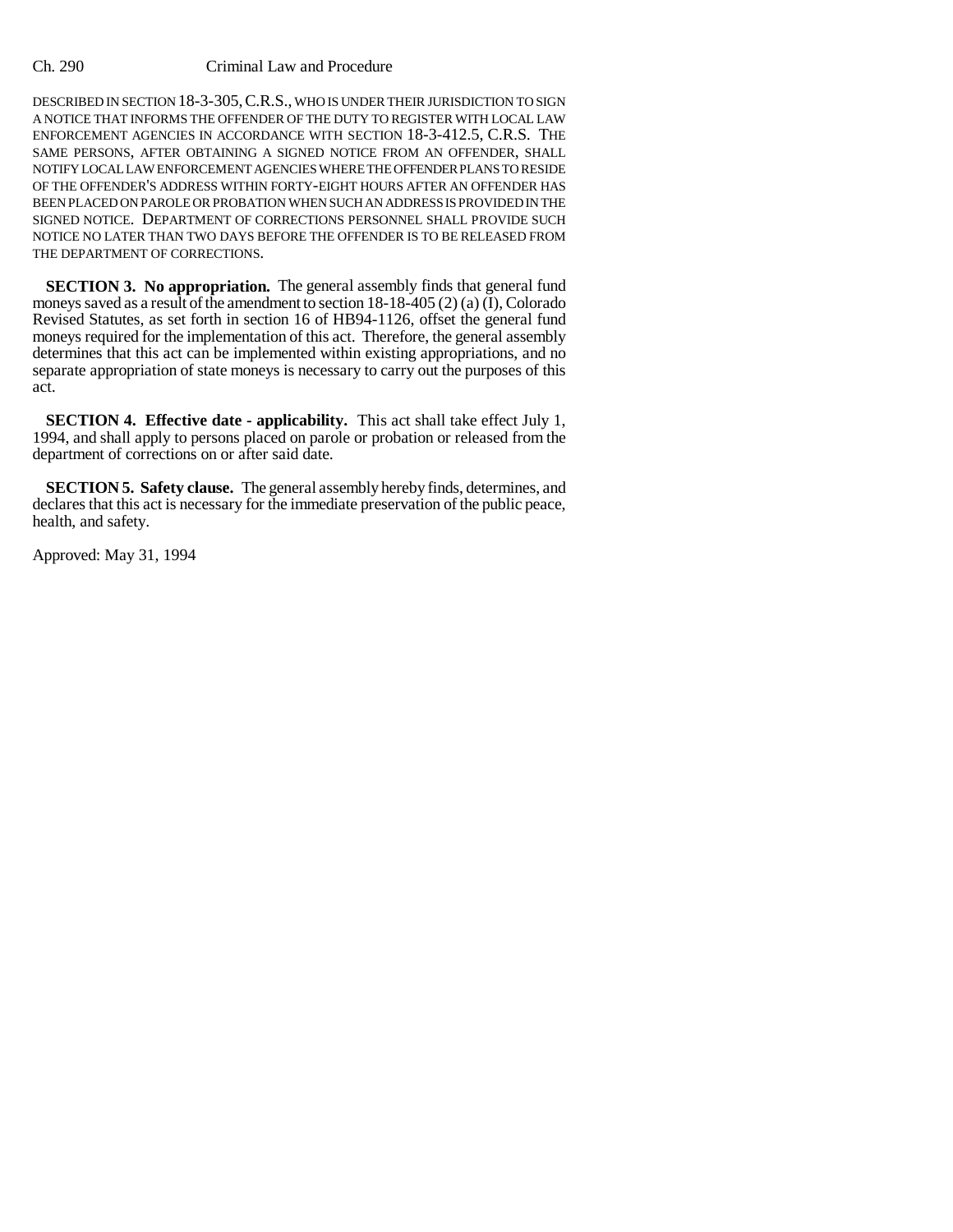DESCRIBED IN SECTION 18-3-305, C.R.S., WHO IS UNDER THEIR JURISDICTION TO SIGN A NOTICE THAT INFORMS THE OFFENDER OF THE DUTY TO REGISTER WITH LOCAL LAW ENFORCEMENT AGENCIES IN ACCORDANCE WITH SECTION 18-3-412.5, C.R.S. THE SAME PERSONS, AFTER OBTAINING A SIGNED NOTICE FROM AN OFFENDER, SHALL NOTIFY LOCAL LAW ENFORCEMENT AGENCIES WHERE THE OFFENDER PLANS TO RESIDE OF THE OFFENDER'S ADDRESS WITHIN FORTY-EIGHT HOURS AFTER AN OFFENDER HAS BEEN PLACED ON PAROLE OR PROBATION WHEN SUCH AN ADDRESS IS PROVIDED IN THE SIGNED NOTICE. DEPARTMENT OF CORRECTIONS PERSONNEL SHALL PROVIDE SUCH NOTICE NO LATER THAN TWO DAYS BEFORE THE OFFENDER IS TO BE RELEASED FROM THE DEPARTMENT OF CORRECTIONS.

**SECTION 3. No appropriation.** The general assembly finds that general fund moneys saved as a result of the amendment to section 18-18-405 (2) (a) (I), Colorado Revised Statutes, as set forth in section 16 of HB94-1126, offset the general fund moneys required for the implementation of this act. Therefore, the general assembly determines that this act can be implemented within existing appropriations, and no separate appropriation of state moneys is necessary to carry out the purposes of this act.

**SECTION 4. Effective date - applicability.** This act shall take effect July 1, 1994, and shall apply to persons placed on parole or probation or released from the department of corrections on or after said date.

**SECTION 5. Safety clause.** The general assembly hereby finds, determines, and declares that this act is necessary for the immediate preservation of the public peace, health, and safety.

Approved: May 31, 1994